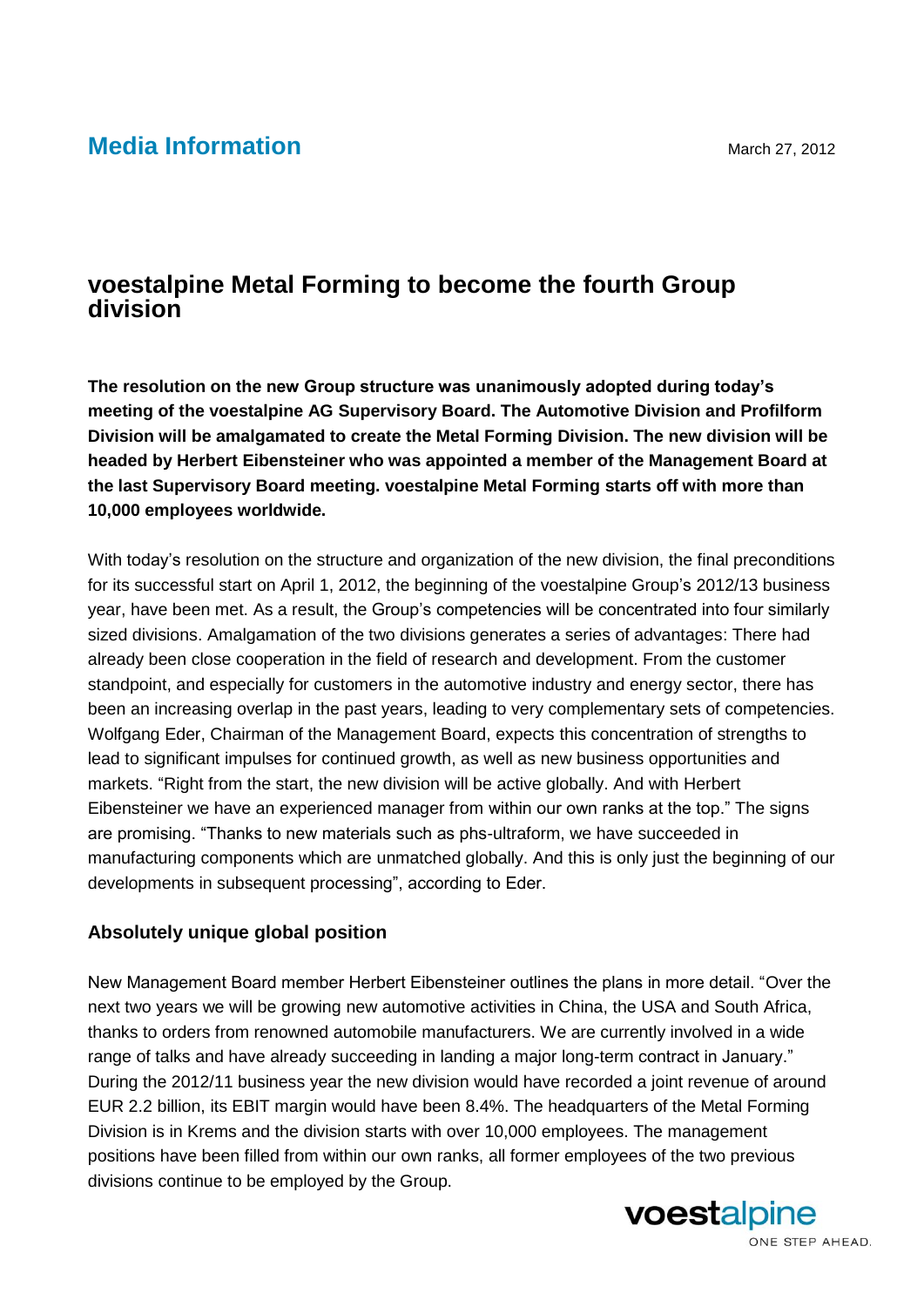# Media Information

March 27, 2012

## voestalpine Metal Forming to become the fourth Group division

**The resolution on the new Group structure was unanimously adopted during today's meeting of the voestalpine AG Supervisory Board. The Automotive Division and Profilform Division will be amalgamated to create the Metal Forming Division. The new division will be headed by Herbert Eibensteiner who was appointed a member of the Management Board at the last Supervisory Board meeting. voestalpine Metal Forming starts off with more than 10,000 employees worldwide.**

With today's resolution on the structure and organization of the new division, the final preconditions for its successful start on April 1, 2012, the beginning of the voestalpine Group's 2012/13 business year, have been met. As a result, the Group's competencies will be concentrated into four similarly sized divisions. Amalgamation of the two divisions generates a series of advantages: There had already been close cooperation in the field of research and development. From the customer standpoint, and especially for customers in the automotive industry and energy sector, there has been an increasing overlap in the past years, leading to very complementary sets of competencies. Wolfgang Eder, Chairman of the Management Board, expects this concentration of strengths to lead to significant impulses for continued growth, as well as new business opportunities and markets. "Right from the start, the new division will be active globally. And with Herbert Eibensteiner we have an experienced manager from within our own ranks at the top." The signs are promising. "Thanks to new materials such as phs-ultraform, we have succeeded in manufacturing components which are unmatched globally. And this is only just the beginning of our developments in subsequent processing", according to Eder.

### Absolutely unique global position

New Management Board member Herbert Eibensteiner outlines the plans in more detail. "Over the next two years we will be growing new automotive activities in China, the USA and South Africa, thanks to orders from renowned automobile manufacturers. We are currently involved in a wide range of talks and have already succeeding in landing a major long-term contract in January." During the 2012/11 business year the new division would have recorded a joint revenue of around EUR 2.2 billion, its EBIT margin would have been 8.4%. The headquarters of the Metal Forming Division is in Krems and the division starts with over 10,000 employees. The management positions have been filled from within our own ranks, all former employees of the two previous divisions continue to be employed by the Group.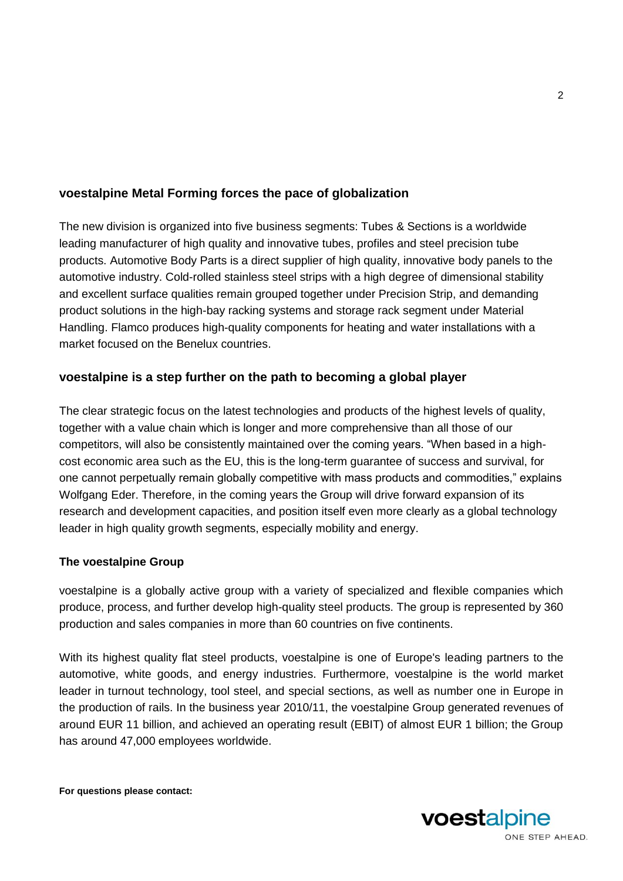## voestalpine Metal Forming forces the pace of globalization

The new division is organized into five business segments: Tubes & Sections is a worldwide leading manufacturer of high quality and innovative tubes, profiles and steel precision tube products. Automotive Body Parts is a direct supplier of high quality, innovative body panels to the automotive industry. Cold-rolled stainless steel strips with a high degree of dimensional stability and excellent surface qualities remain grouped together under Precision Strip, and demanding product solutions in the high-bay racking systems and storage rack segment under Material Handling. Flamco produces high-quality components for heating and water installations with a market focused on the Benelux countries.

## voestalpine is a step further on the path to becoming a global player

The clear strategic focus on the latest technologies and products of the highest levels of quality, together with a value chain which is longer and more comprehensive than all those of our competitors, will also be consistently maintained over the coming years. "When based in a high-cost economic area such as the EU, this is the long-term guarantee of success and survival, for one cannot perpetually remain globally competitive with mass products and commodities," explains Wolfgang Eder. Therefore, in the coming years the Group will drive forward expansion of its research and development capacities, and position itself even more clearly as a global technology leader in high quality growth segments, especially mobility and energy.

### The voestalpine Group

voestalpine is a globally active group with a variety of specialized and flexible companies which produce, process, and further develop high-quality steel products. The group is represented by 360 production and sales companies in more than 60 countries on five continents.

With its highest quality flat steel products, voestalpine is one of Europe's leading partners to the automotive, white goods, and energy industries. Furthermore, voestalpine is the world market leader in turnout technology, tool steel, and special sections, as well as number one in Europe in the production of rails. In the business year 2010/11, the voestalpine Group generated revenues of around EUR 11 billion, and achieved an operating result (EBIT) of almost EUR 1 billion; the Group has around 47,000 employees worldwide.

**For questions please contact:**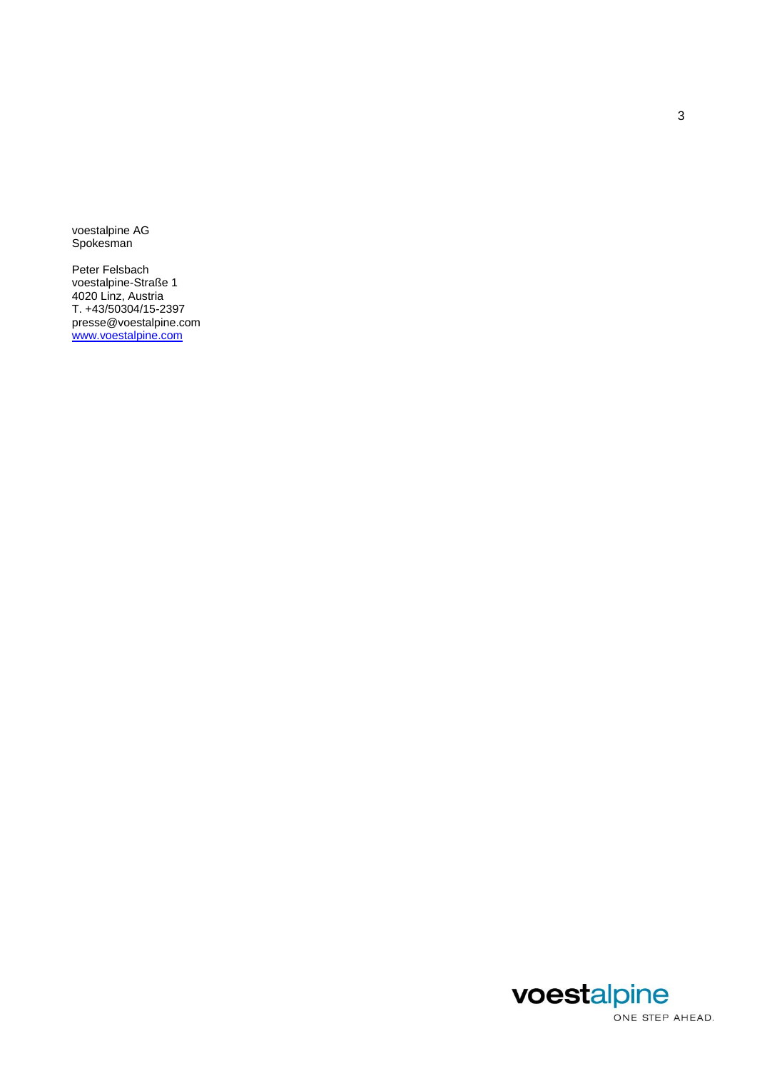voestalpine AG
Spokesman

Peter Felsbach
voestalpine-Straße 1
4020 Linz, Austria
T. +43/50304/15-2397
presse@voestalpine.com
[www.voestalpine.com](http://www.voestalpine.com)

voestalpine
ONE STEP AHEAD.